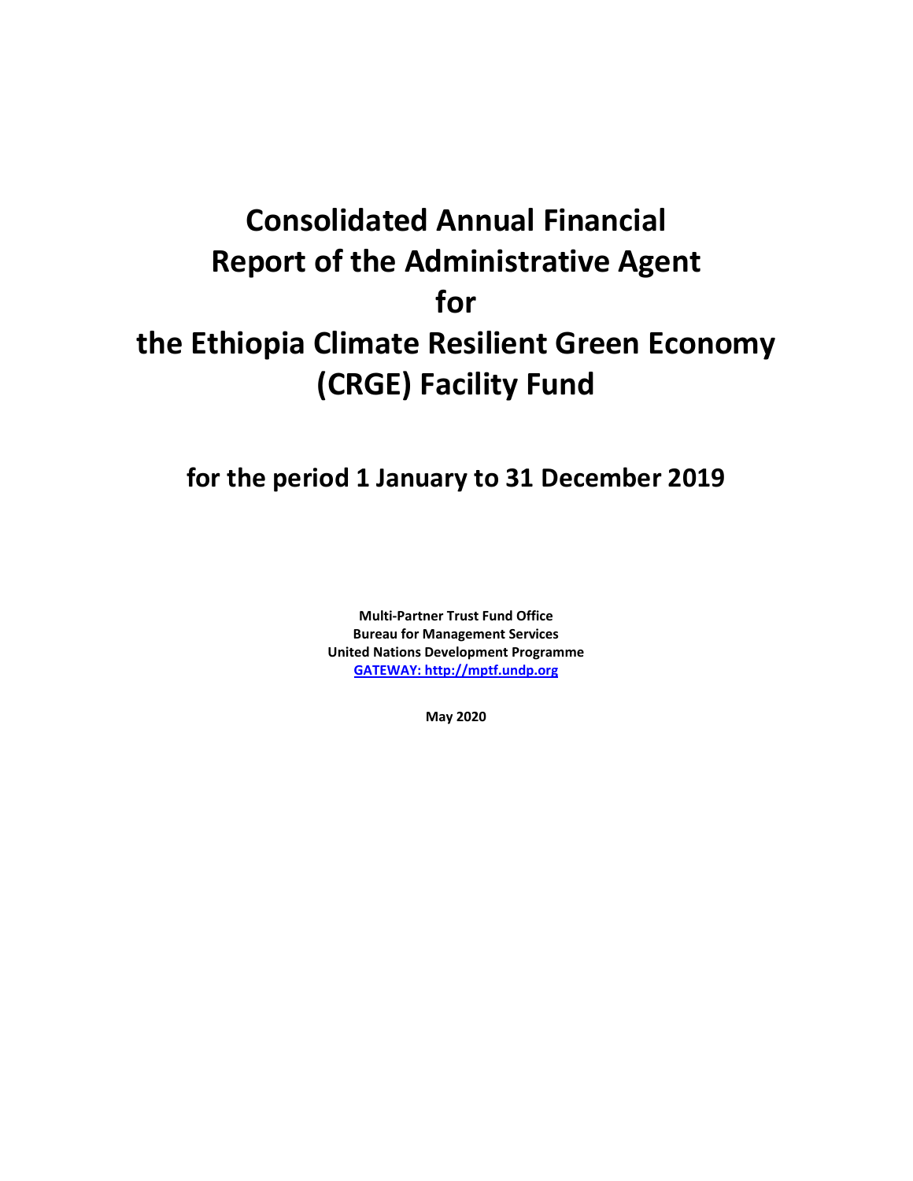# Consolidated Annual Financial Report of the Administrative Agent for the Ethiopia Climate Resilient Green Economy (CRGE) Facility Fund

## for the period 1 January to 31 December 2019

**Multi-Partner Trust Fund Office**
**Bureau for Management Services**
**United Nations Development Programme**
**[GATEWAY: http://mptf.undp.org](http://mptf.undp.org)**

**May 2020**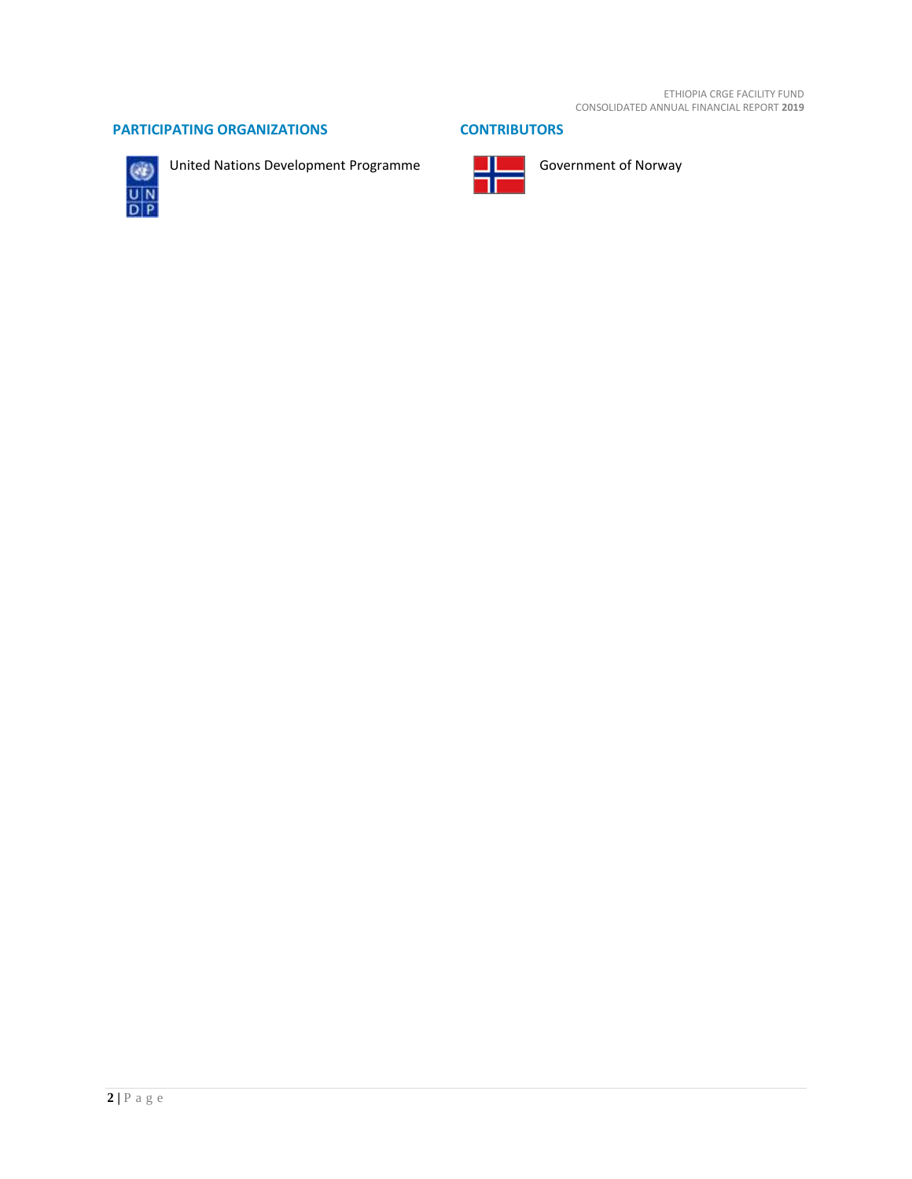## PARTICIPATING ORGANIZATIONS

United Nations Development Programme

## CONTRIBUTORS

Government of Norway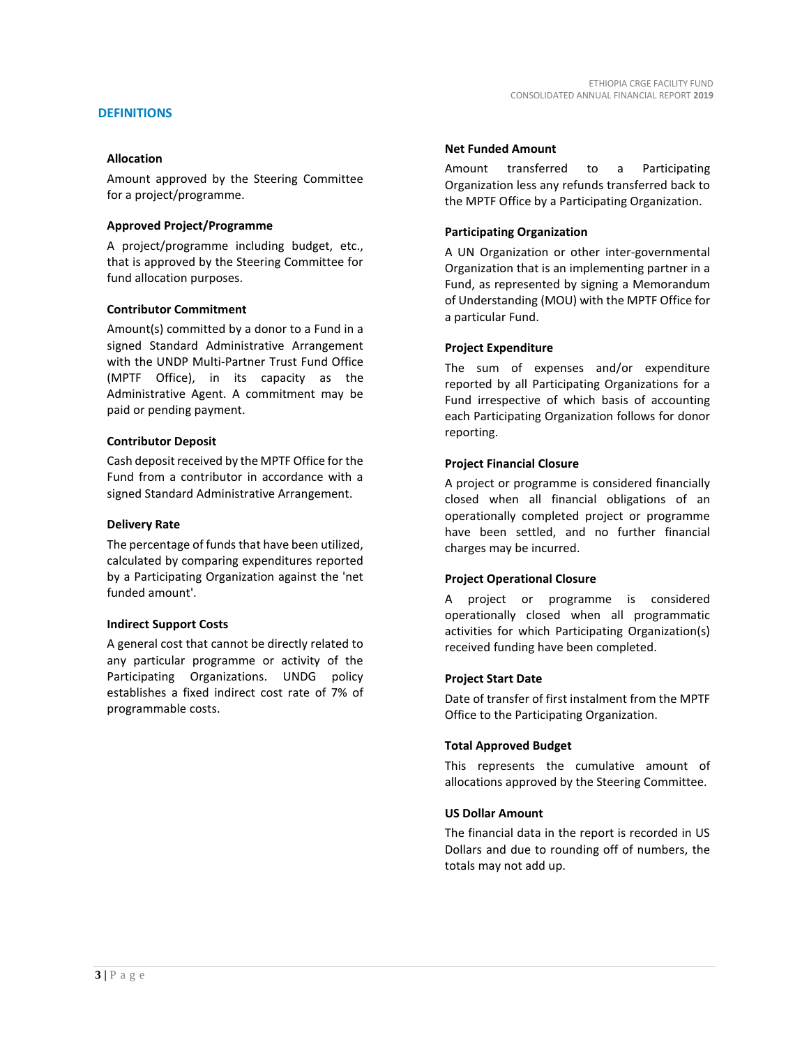## DEFINITIONS

### Allocation

Amount approved by the Steering Committee for a project/programme.

### Approved Project/Programme

A project/programme including budget, etc., that is approved by the Steering Committee for fund allocation purposes.

### Contributor Commitment

Amount(s) committed by a donor to a Fund in a signed Standard Administrative Arrangement with the UNDP Multi-Partner Trust Fund Office (MPTF Office), in its capacity as the Administrative Agent. A commitment may be paid or pending payment.

### Contributor Deposit

Cash deposit received by the MPTF Office for the Fund from a contributor in accordance with a signed Standard Administrative Arrangement.

### Delivery Rate

The percentage of funds that have been utilized, calculated by comparing expenditures reported by a Participating Organization against the 'net funded amount'.

### Indirect Support Costs

A general cost that cannot be directly related to any particular programme or activity of the Participating Organizations. UNDG policy establishes a fixed indirect cost rate of 7% of programmable costs.

### Net Funded Amount

Amount transferred to a Participating Organization less any refunds transferred back to the MPTF Office by a Participating Organization.

### Participating Organization

A UN Organization or other inter-governmental Organization that is an implementing partner in a Fund, as represented by signing a Memorandum of Understanding (MOU) with the MPTF Office for a particular Fund.

### Project Expenditure

The sum of expenses and/or expenditure reported by all Participating Organizations for a Fund irrespective of which basis of accounting each Participating Organization follows for donor reporting.

### Project Financial Closure

A project or programme is considered financially closed when all financial obligations of an operationally completed project or programme have been settled, and no further financial charges may be incurred.

### Project Operational Closure

A project or programme is considered operationally closed when all programmatic activities for which Participating Organization(s) received funding have been completed.

### Project Start Date

Date of transfer of first instalment from the MPTF Office to the Participating Organization.

### Total Approved Budget

This represents the cumulative amount of allocations approved by the Steering Committee.

### US Dollar Amount

The financial data in the report is recorded in US Dollars and due to rounding off of numbers, the totals may not add up.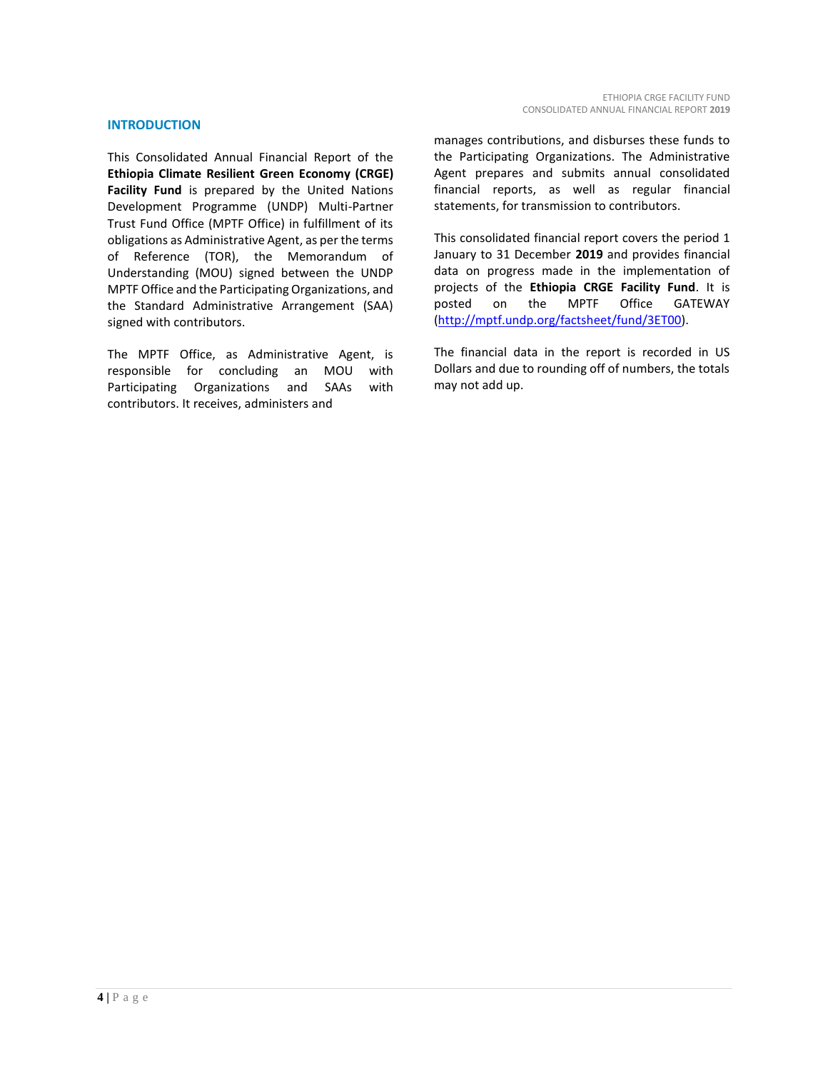## INTRODUCTION

This Consolidated Annual Financial Report of the **Ethiopia Climate Resilient Green Economy (CRGE) Facility Fund** is prepared by the United Nations Development Programme (UNDP) Multi-Partner Trust Fund Office (MPTF Office) in fulfillment of its obligations as Administrative Agent, as per the terms of Reference (TOR), the Memorandum of Understanding (MOU) signed between the UNDP MPTF Office and the Participating Organizations, and the Standard Administrative Arrangement (SAA) signed with contributors.

The MPTF Office, as Administrative Agent, is responsible for concluding an MOU with Participating Organizations and SAAs with contributors. It receives, administers and manages contributions, and disburses these funds to the Participating Organizations. The Administrative Agent prepares and submits annual consolidated financial reports, as well as regular financial statements, for transmission to contributors.

This consolidated financial report covers the period 1 January to 31 December **2019** and provides financial data on progress made in the implementation of projects of the **Ethiopia CRGE Facility Fund**. It is posted on the MPTF Office GATEWAY (http://mptf.undp.org/factsheet/fund/3ET00).

The financial data in the report is recorded in US Dollars and due to rounding off of numbers, the totals may not add up.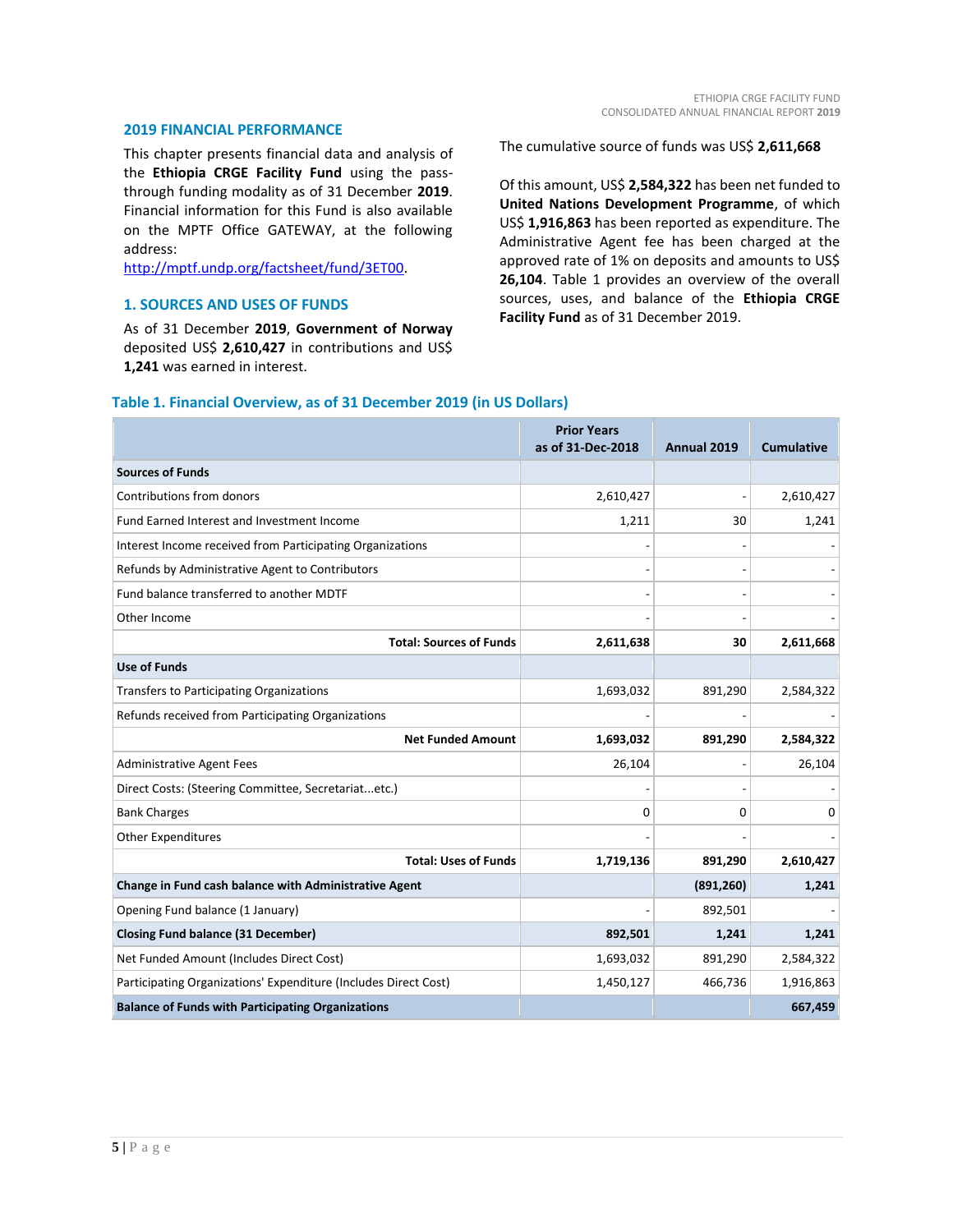## 2019 FINANCIAL PERFORMANCE

This chapter presents financial data and analysis of the **Ethiopia CRGE Facility Fund** using the pass-through funding modality as of 31 December **2019**. Financial information for this Fund is also available on the MPTF Office GATEWAY, at the following address:
[http://mptf.undp.org/factsheet/fund/3ET00](http://mptf.undp.org/factsheet/fund/3ET00).

### 1. SOURCES AND USES OF FUNDS

As of 31 December **2019**, **Government of Norway** deposited US$ **2,610,427** in contributions and US$ **1,241** was earned in interest.

The cumulative source of funds was US$ **2,611,668**

Of this amount, US$ **2,584,322** has been net funded to **United Nations Development Programme**, of which US$ **1,916,863** has been reported as expenditure. The Administrative Agent fee has been charged at the approved rate of 1% on deposits and amounts to US$ **26,104**. Table 1 provides an overview of the overall sources, uses, and balance of the **Ethiopia CRGE Facility Fund** as of 31 December 2019.

**Table 1. Financial Overview, as of 31 December 2019 (in US Dollars)**

| | Prior Years as of 31-Dec-2018 | Annual 2019 | Cumulative |
|---|---|---|---|
| **Sources of Funds** | | | |
| Contributions from donors | 2,610,427 | - | 2,610,427 |
| Fund Earned Interest and Investment Income | 1,211 | 30 | 1,241 |
| Interest Income received from Participating Organizations | - | - | - |
| Refunds by Administrative Agent to Contributors | - | - | - |
| Fund balance transferred to another MDTF | - | - | - |
| Other Income | - | - | - |
| **Total: Sources of Funds** | **2,611,638** | **30** | **2,611,668** |
| **Use of Funds** | | | |
| Transfers to Participating Organizations | 1,693,032 | 891,290 | 2,584,322 |
| Refunds received from Participating Organizations | - | - | - |
| **Net Funded Amount** | **1,693,032** | **891,290** | **2,584,322** |
| Administrative Agent Fees | 26,104 | - | 26,104 |
| Direct Costs: (Steering Committee, Secretariat...etc.) | - | - | - |
| Bank Charges | 0 | 0 | 0 |
| Other Expenditures | - | - | - |
| **Total: Uses of Funds** | **1,719,136** | **891,290** | **2,610,427** |
| **Change in Fund cash balance with Administrative Agent** | | **(891,260)** | **1,241** |
| Opening Fund balance (1 January) | - | 892,501 | - |
| **Closing Fund balance (31 December)** | **892,501** | **1,241** | **1,241** |
| Net Funded Amount (Includes Direct Cost) | 1,693,032 | 891,290 | 2,584,322 |
| Participating Organizations' Expenditure (Includes Direct Cost) | 1,450,127 | 466,736 | 1,916,863 |
| **Balance of Funds with Participating Organizations** | | | **667,459** |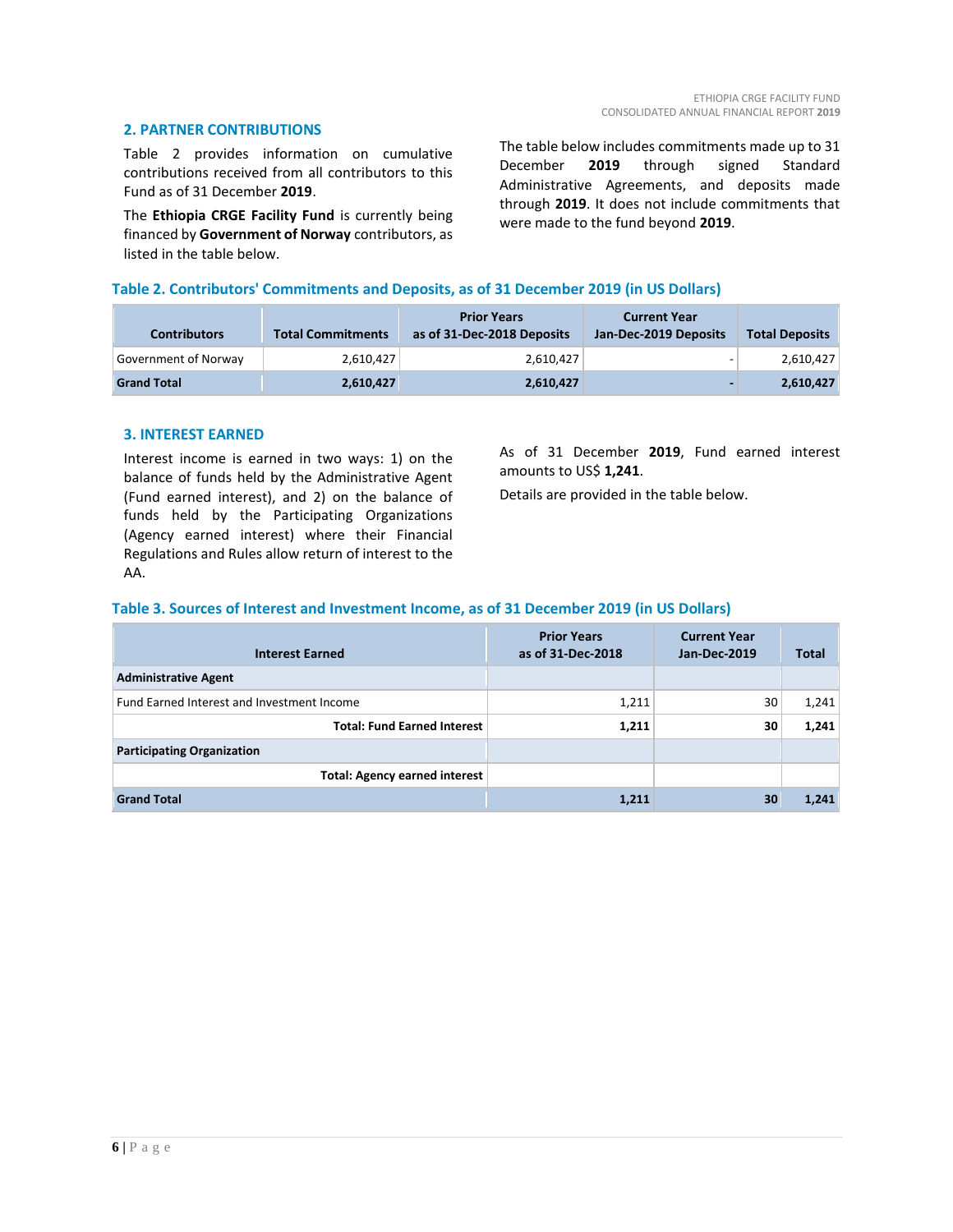## 2. PARTNER CONTRIBUTIONS

Table 2 provides information on cumulative contributions received from all contributors to this Fund as of 31 December **2019**.

The **Ethiopia CRGE Facility Fund** is currently being financed by **Government of Norway** contributors, as listed in the table below.

The table below includes commitments made up to 31 December **2019** through signed Standard Administrative Agreements, and deposits made through **2019**. It does not include commitments that were made to the fund beyond **2019**.

**Table 2. Contributors' Commitments and Deposits, as of 31 December 2019 (in US Dollars)**

| Contributors | Total Commitments | Prior Years as of 31-Dec-2018 Deposits | Current Year Jan-Dec-2019 Deposits | Total Deposits |
|---|---|---|---|---|
| Government of Norway | 2,610,427 | 2,610,427 | - | 2,610,427 |
| **Grand Total** | **2,610,427** | **2,610,427** | **-** | **2,610,427** |

## 3. INTEREST EARNED

Interest income is earned in two ways: 1) on the balance of funds held by the Administrative Agent (Fund earned interest), and 2) on the balance of funds held by the Participating Organizations (Agency earned interest) where their Financial Regulations and Rules allow return of interest to the AA.

As of 31 December **2019**, Fund earned interest amounts to US$ **1,241**.

Details are provided in the table below.

**Table 3. Sources of Interest and Investment Income, as of 31 December 2019 (in US Dollars)**

| Interest Earned | Prior Years as of 31-Dec-2018 | Current Year Jan-Dec-2019 | Total |
|---|---|---|---|
| **Administrative Agent** | | | |
| Fund Earned Interest and Investment Income | 1,211 | 30 | 1,241 |
| **Total: Fund Earned Interest** | **1,211** | **30** | **1,241** |
| **Participating Organization** | | | |
| **Total: Agency earned interest** | | | |
| **Grand Total** | **1,211** | **30** | **1,241** |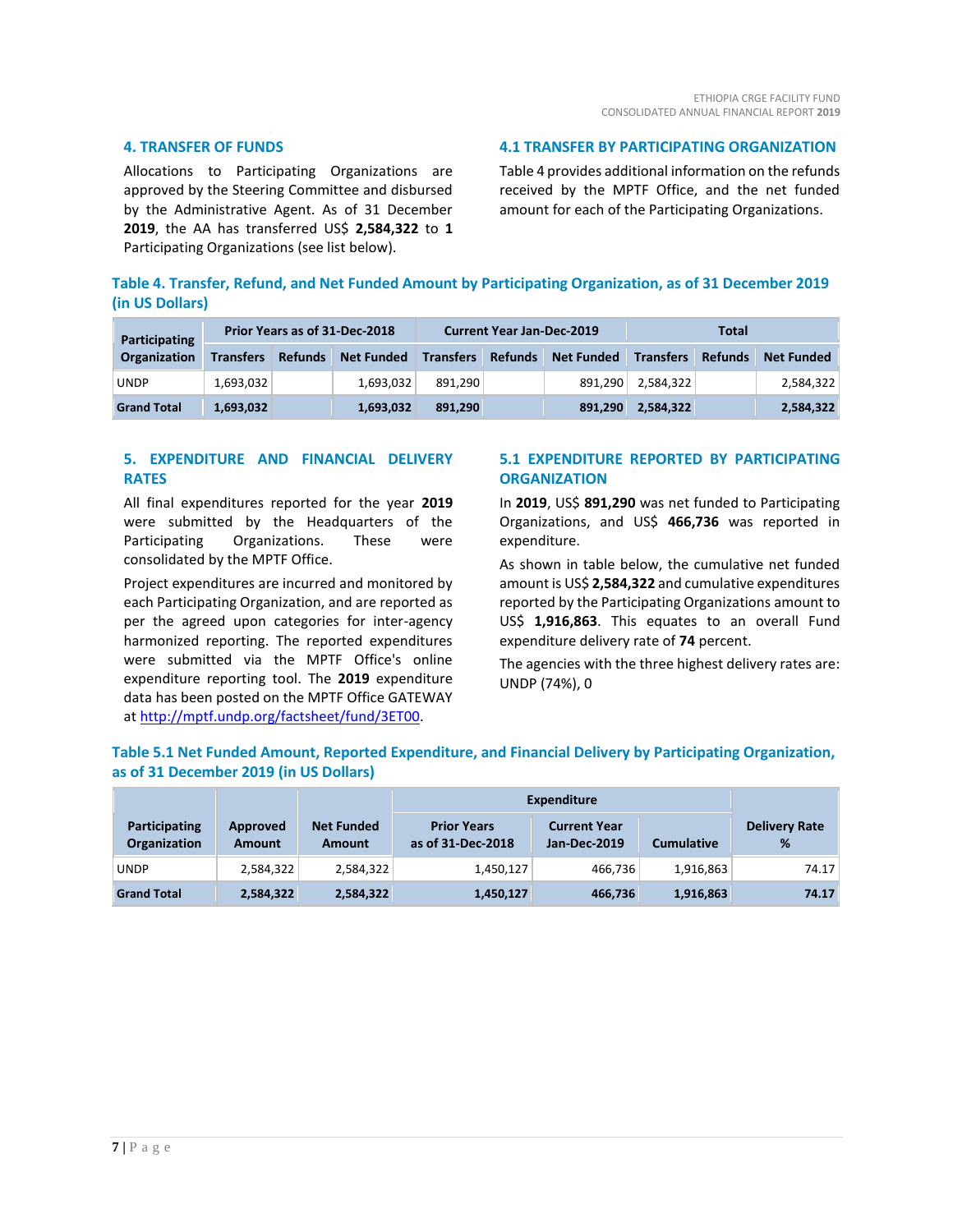## 4. TRANSFER OF FUNDS

Allocations to Participating Organizations are approved by the Steering Committee and disbursed by the Administrative Agent. As of 31 December **2019**, the AA has transferred US$ **2,584,322** to **1** Participating Organizations (see list below).

## 4.1 TRANSFER BY PARTICIPATING ORGANIZATION

Table 4 provides additional information on the refunds received by the MPTF Office, and the net funded amount for each of the Participating Organizations.

### Table 4. Transfer, Refund, and Net Funded Amount by Participating Organization, as of 31 December 2019 (in US Dollars)

| Participating Organization | Prior Years as of 31-Dec-2018 | | | Current Year Jan-Dec-2019 | | | Total | | |
|---|---|---|---|---|---|---|---|---|---|
| | Transfers | Refunds | Net Funded | Transfers | Refunds | Net Funded | Transfers | Refunds | Net Funded |
| UNDP | 1,693,032 | | 1,693,032 | 891,290 | | 891,290 | 2,584,322 | | 2,584,322 |
| **Grand Total** | **1,693,032** | | **1,693,032** | **891,290** | | **891,290** | **2,584,322** | | **2,584,322** |

## 5. EXPENDITURE AND FINANCIAL DELIVERY RATES

All final expenditures reported for the year **2019** were submitted by the Headquarters of the Participating Organizations. These were consolidated by the MPTF Office.

Project expenditures are incurred and monitored by each Participating Organization, and are reported as per the agreed upon categories for inter-agency harmonized reporting. The reported expenditures were submitted via the MPTF Office's online expenditure reporting tool. The **2019** expenditure data has been posted on the MPTF Office GATEWAY at [http://mptf.undp.org/factsheet/fund/3ET00](http://mptf.undp.org/factsheet/fund/3ET00).

## 5.1 EXPENDITURE REPORTED BY PARTICIPATING ORGANIZATION

In **2019**, US$ **891,290** was net funded to Participating Organizations, and US$ **466,736** was reported in expenditure.

As shown in table below, the cumulative net funded amount is US$ **2,584,322** and cumulative expenditures reported by the Participating Organizations amount to US$ **1,916,863**. This equates to an overall Fund expenditure delivery rate of **74** percent.

The agencies with the three highest delivery rates are: UNDP (74%), 0

### Table 5.1 Net Funded Amount, Reported Expenditure, and Financial Delivery by Participating Organization, as of 31 December 2019 (in US Dollars)

| Participating Organization | Approved Amount | Net Funded Amount | Expenditure | | | Delivery Rate % |
|---|---|---|---|---|---|---|
| | | | Prior Years as of 31-Dec-2018 | Current Year Jan-Dec-2019 | Cumulative | |
| UNDP | 2,584,322 | 2,584,322 | 1,450,127 | 466,736 | 1,916,863 | 74.17 |
| **Grand Total** | **2,584,322** | **2,584,322** | **1,450,127** | **466,736** | **1,916,863** | **74.17** |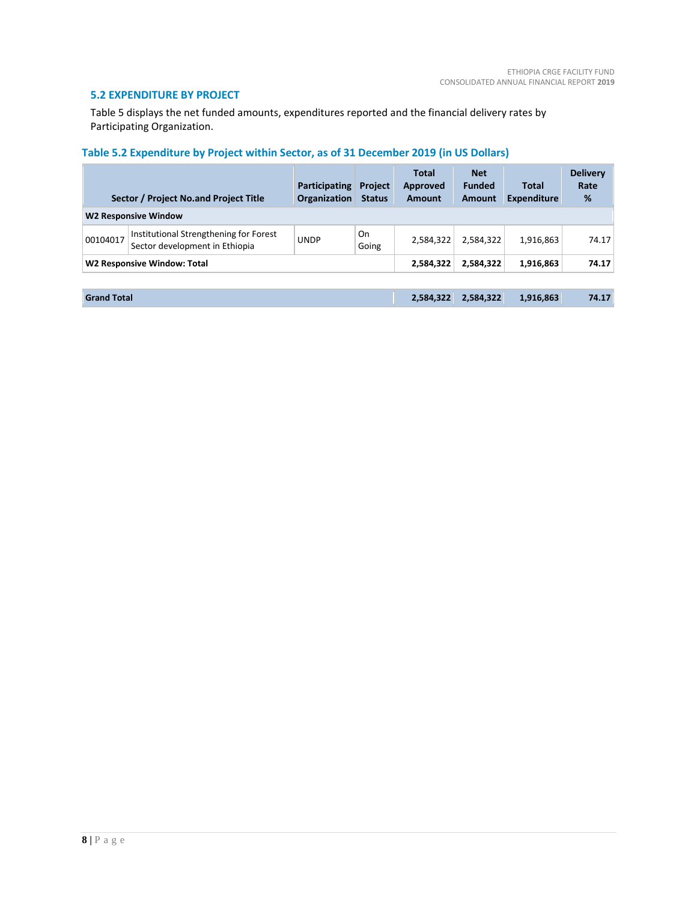## 5.2 EXPENDITURE BY PROJECT

Table 5 displays the net funded amounts, expenditures reported and the financial delivery rates by Participating Organization.

### Table 5.2 Expenditure by Project within Sector, as of 31 December 2019 (in US Dollars)

| Sector / Project No.and Project Title | | Participating Organization | Project Status | Total Approved Amount | Net Funded Amount | Total Expenditure | Delivery Rate % |
|---|---|---|---|---|---|---|---|
| **W2 Responsive Window** | | | | | | | |
| 00104017 | Institutional Strengthening for Forest Sector development in Ethiopia | UNDP | On Going | 2,584,322 | 2,584,322 | 1,916,863 | 74.17 |
| **W2 Responsive Window: Total** | | | | **2,584,322** | **2,584,322** | **1,916,863** | **74.17** |
| | | | | | | | |
| **Grand Total** | | | | **2,584,322** | **2,584,322** | **1,916,863** | **74.17** |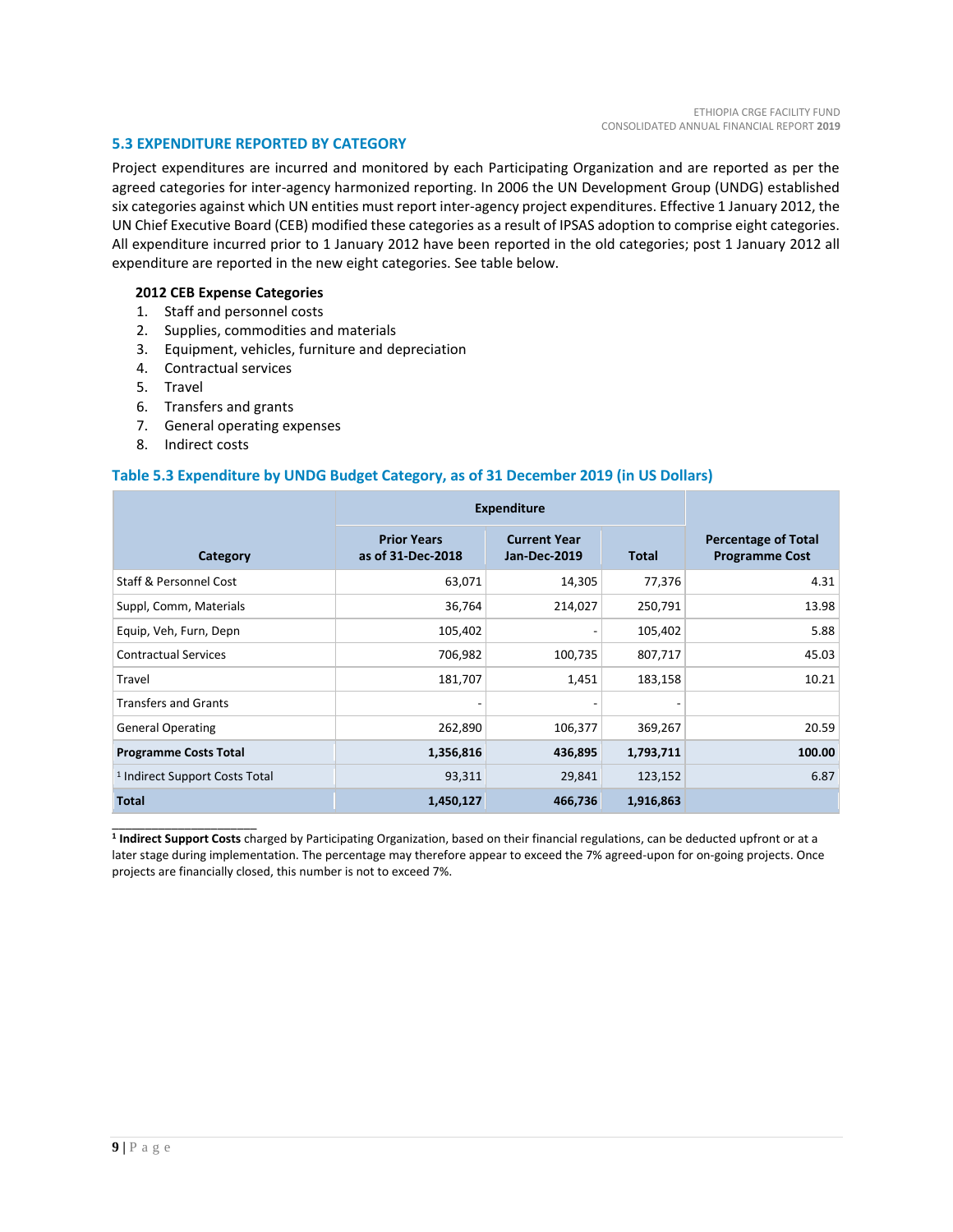## 5.3 EXPENDITURE REPORTED BY CATEGORY

Project expenditures are incurred and monitored by each Participating Organization and are reported as per the agreed categories for inter-agency harmonized reporting. In 2006 the UN Development Group (UNDG) established six categories against which UN entities must report inter-agency project expenditures. Effective 1 January 2012, the UN Chief Executive Board (CEB) modified these categories as a result of IPSAS adoption to comprise eight categories. All expenditure incurred prior to 1 January 2012 have been reported in the old categories; post 1 January 2012 all expenditure are reported in the new eight categories. See table below.

**2012 CEB Expense Categories**

1. Staff and personnel costs
2. Supplies, commodities and materials
3. Equipment, vehicles, furniture and depreciation
4. Contractual services
5. Travel
6. Transfers and grants
7. General operating expenses
8. Indirect costs

### Table 5.3 Expenditure by UNDG Budget Category, as of 31 December 2019 (in US Dollars)

| Category | Expenditure | | | Percentage of Total Programme Cost |
|---|---|---|---|---|
| | Prior Years as of 31-Dec-2018 | Current Year Jan-Dec-2019 | Total | |
| Staff & Personnel Cost | 63,071 | 14,305 | 77,376 | 4.31 |
| Suppl, Comm, Materials | 36,764 | 214,027 | 250,791 | 13.98 |
| Equip, Veh, Furn, Depn | 105,402 | - | 105,402 | 5.88 |
| Contractual Services | 706,982 | 100,735 | 807,717 | 45.03 |
| Travel | 181,707 | 1,451 | 183,158 | 10.21 |
| Transfers and Grants | - | - | - | |
| General Operating | 262,890 | 106,377 | 369,267 | 20.59 |
| **Programme Costs Total** | **1,356,816** | **436,895** | **1,793,711** | **100.00** |
| [1] Indirect Support Costs Total | 93,311 | 29,841 | 123,152 | 6.87 |
| **Total** | **1,450,127** | **466,736** | **1,916,863** | |

[1] **Indirect Support Costs** charged by Participating Organization, based on their financial regulations, can be deducted upfront or at a later stage during implementation. The percentage may therefore appear to exceed the 7% agreed-upon for on-going projects. Once projects are financially closed, this number is not to exceed 7%.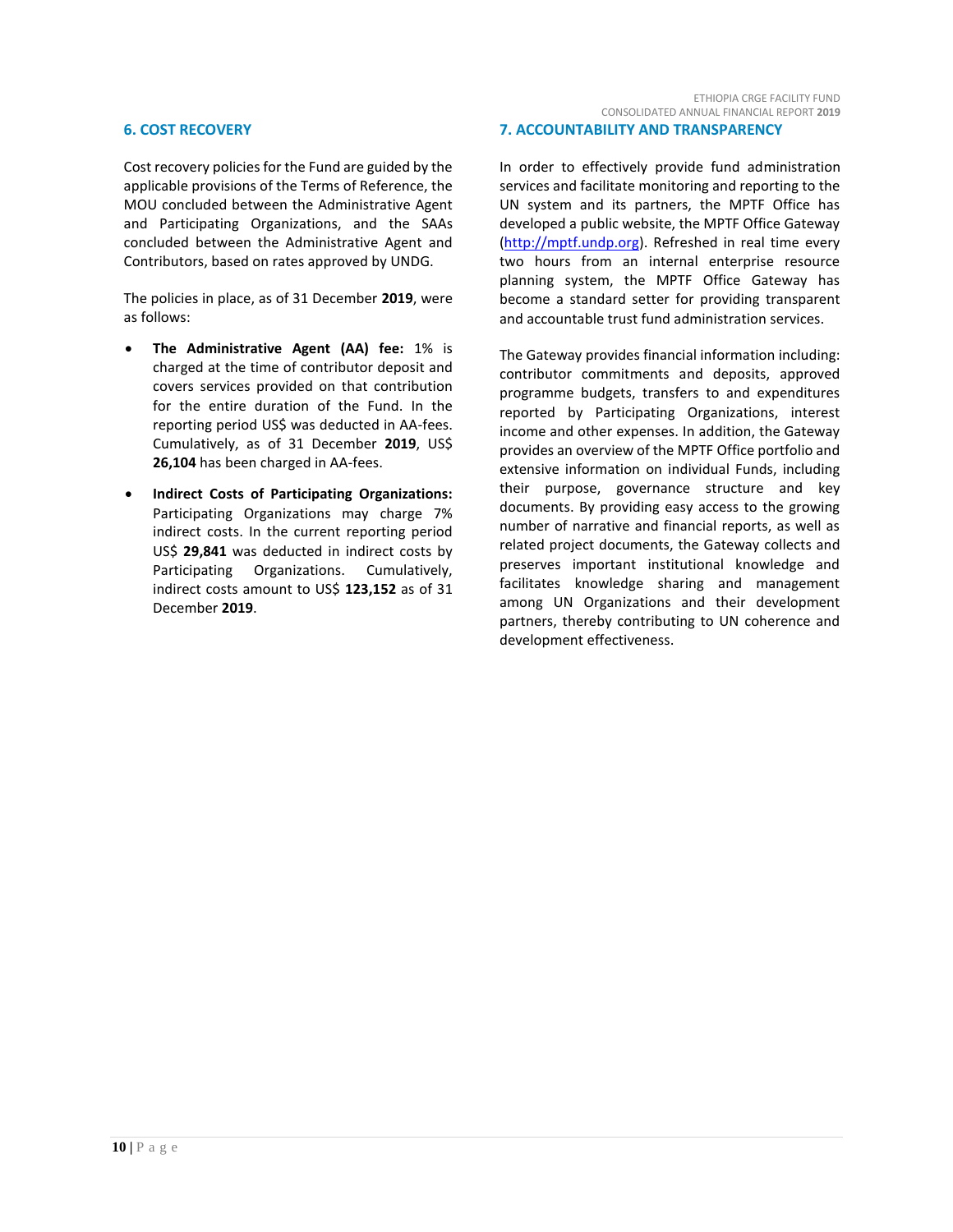## 6. COST RECOVERY

Cost recovery policies for the Fund are guided by the applicable provisions of the Terms of Reference, the MOU concluded between the Administrative Agent and Participating Organizations, and the SAAs concluded between the Administrative Agent and Contributors, based on rates approved by UNDG.

The policies in place, as of 31 December **2019**, were as follows:

- **The Administrative Agent (AA) fee:** 1% is charged at the time of contributor deposit and covers services provided on that contribution for the entire duration of the Fund. In the reporting period US$ was deducted in AA-fees. Cumulatively, as of 31 December **2019**, US$ **26,104** has been charged in AA-fees.
- **Indirect Costs of Participating Organizations:** Participating Organizations may charge 7% indirect costs. In the current reporting period US$ **29,841** was deducted in indirect costs by Participating Organizations. Cumulatively, indirect costs amount to US$ **123,152** as of 31 December **2019**.

## 7. ACCOUNTABILITY AND TRANSPARENCY

In order to effectively provide fund administration services and facilitate monitoring and reporting to the UN system and its partners, the MPTF Office has developed a public website, the MPTF Office Gateway (http://mptf.undp.org). Refreshed in real time every two hours from an internal enterprise resource planning system, the MPTF Office Gateway has become a standard setter for providing transparent and accountable trust fund administration services.

The Gateway provides financial information including: contributor commitments and deposits, approved programme budgets, transfers to and expenditures reported by Participating Organizations, interest income and other expenses. In addition, the Gateway provides an overview of the MPTF Office portfolio and extensive information on individual Funds, including their purpose, governance structure and key documents. By providing easy access to the growing number of narrative and financial reports, as well as related project documents, the Gateway collects and preserves important institutional knowledge and facilitates knowledge sharing and management among UN Organizations and their development partners, thereby contributing to UN coherence and development effectiveness.